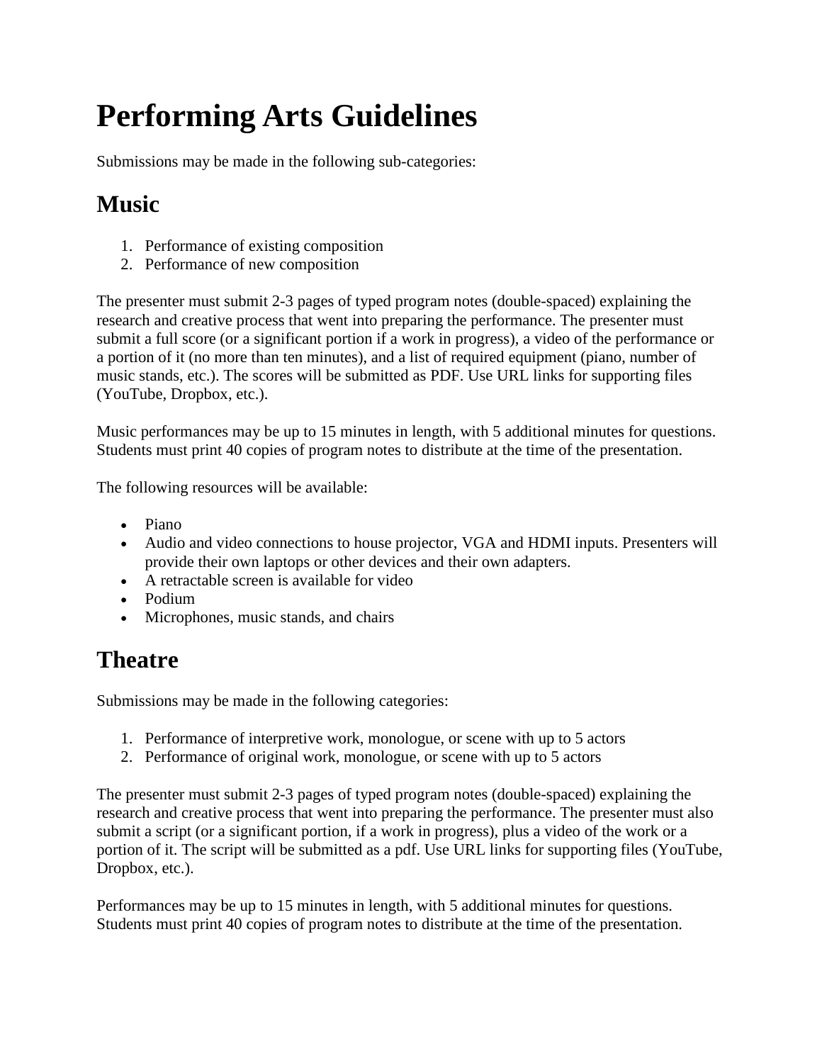# Performing Arts Guidelines

Submissions may be made in the following sub-categories:

## Music

1. Performance of existing composition
2. Performance of new composition

The presenter must submit 2-3 pages of typed program notes (double-spaced) explaining the research and creative process that went into preparing the performance. The presenter must submit a full score (or a significant portion if a work in progress), a video of the performance or a portion of it (no more than ten minutes), and a list of required equipment (piano, number of music stands, etc.). The scores will be submitted as PDF. Use URL links for supporting files (YouTube, Dropbox, etc.).

Music performances may be up to 15 minutes in length, with 5 additional minutes for questions. Students must print 40 copies of program notes to distribute at the time of the presentation.

The following resources will be available:

- Piano
- Audio and video connections to house projector, VGA and HDMI inputs. Presenters will provide their own laptops or other devices and their own adapters.
- A retractable screen is available for video
- Podium
- Microphones, music stands, and chairs

## Theatre

Submissions may be made in the following categories:

1. Performance of interpretive work, monologue, or scene with up to 5 actors
2. Performance of original work, monologue, or scene with up to 5 actors

The presenter must submit 2-3 pages of typed program notes (double-spaced) explaining the research and creative process that went into preparing the performance. The presenter must also submit a script (or a significant portion, if a work in progress), plus a video of the work or a portion of it. The script will be submitted as a pdf. Use URL links for supporting files (YouTube, Dropbox, etc.).

Performances may be up to 15 minutes in length, with 5 additional minutes for questions. Students must print 40 copies of program notes to distribute at the time of the presentation.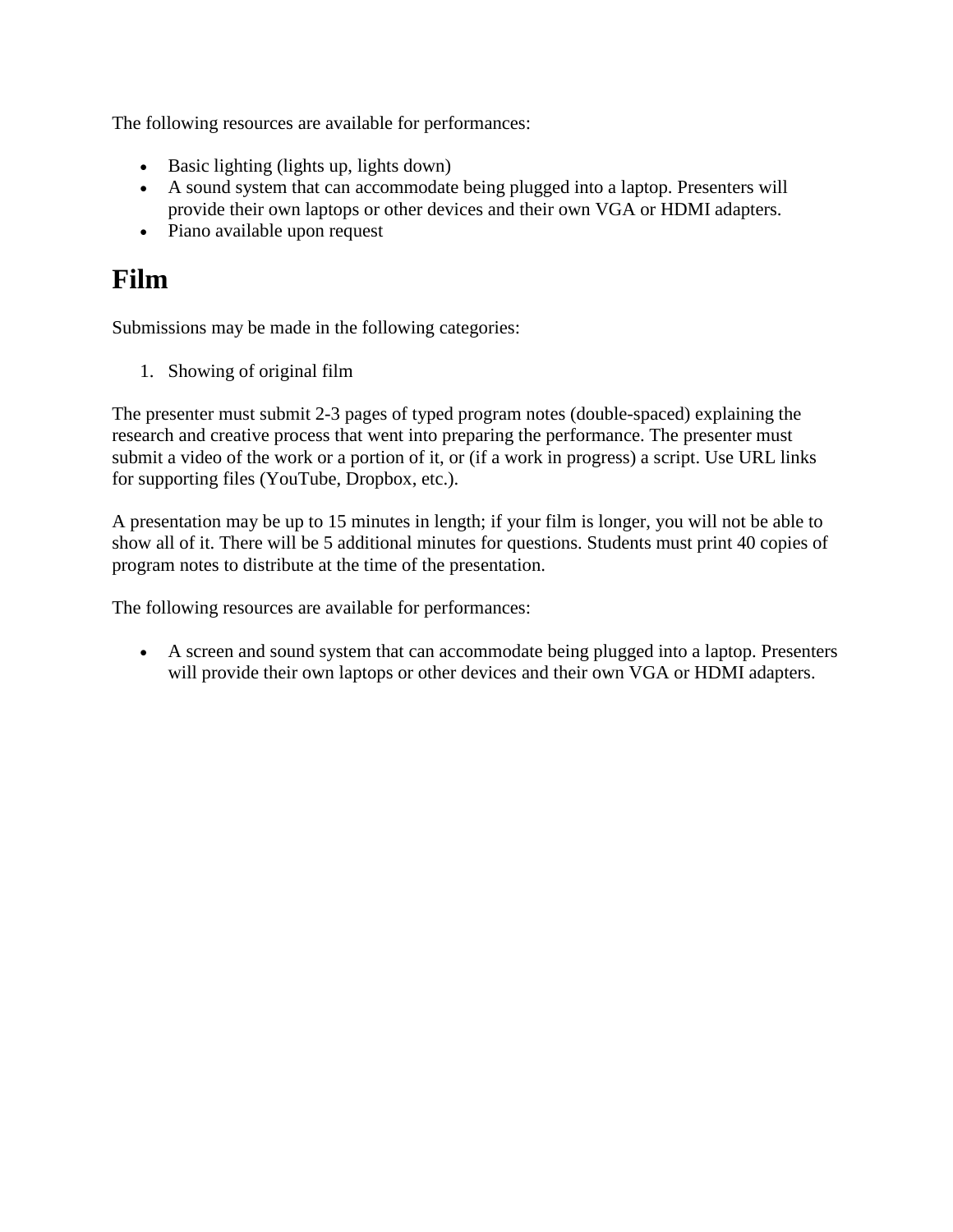The following resources are available for performances:

- Basic lighting (lights up, lights down)
- A sound system that can accommodate being plugged into a laptop. Presenters will provide their own laptops or other devices and their own VGA or HDMI adapters.
- Piano available upon request

# Film

Submissions may be made in the following categories:

1. Showing of original film

The presenter must submit 2-3 pages of typed program notes (double-spaced) explaining the research and creative process that went into preparing the performance. The presenter must submit a video of the work or a portion of it, or (if a work in progress) a script. Use URL links for supporting files (YouTube, Dropbox, etc.).

A presentation may be up to 15 minutes in length; if your film is longer, you will not be able to show all of it. There will be 5 additional minutes for questions. Students must print 40 copies of program notes to distribute at the time of the presentation.

The following resources are available for performances:

- A screen and sound system that can accommodate being plugged into a laptop. Presenters will provide their own laptops or other devices and their own VGA or HDMI adapters.